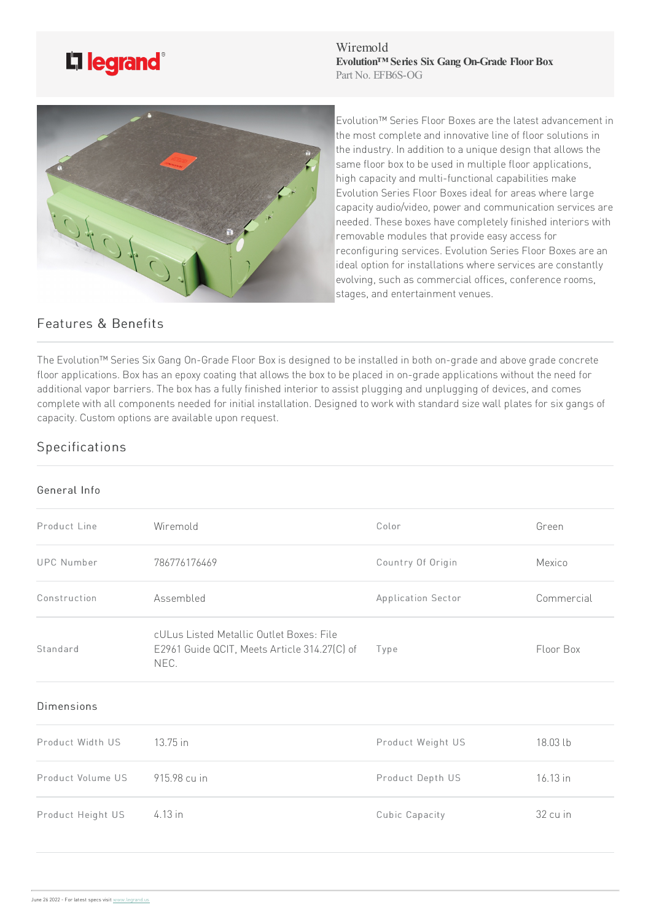Wiremold
**Evolution™ Series Six Gang On-Grade Floor Box**
Part No. EFB6S-OG

Evolution™ Series Floor Boxes are the latest advancement in the most complete and innovative line of floor solutions in the industry. In addition to a unique design that allows the same floor box to be used in multiple floor applications, high capacity and multi-functional capabilities make Evolution Series Floor Boxes ideal for areas where large capacity audio/video, power and communication services are needed. These boxes have completely finished interiors with removable modules that provide easy access for reconfiguring services. Evolution Series Floor Boxes are an ideal option for installations where services are constantly evolving, such as commercial offices, conference rooms, stages, and entertainment venues.

## Features & Benefits

The Evolution™ Series Six Gang On-Grade Floor Box is designed to be installed in both on-grade and above grade concrete floor applications. Box has an epoxy coating that allows the box to be placed in on-grade applications without the need for additional vapor barriers. The box has a fully finished interior to assist plugging and unplugging of devices, and comes complete with all components needed for initial installation. Designed to work with standard size wall plates for six gangs of capacity. Custom options are available upon request.

## Specifications

### General Info

| | | | |
|---|---|---|---|
| Product Line | Wiremold | Color | Green |
| UPC Number | 786776176469 | Country Of Origin | Mexico |
| Construction | Assembled | Application Sector | Commercial |
| Standard | cULus Listed Metallic Outlet Boxes: File E2961 Guide QCIT, Meets Article 314.27(C) of NEC. | Type | Floor Box |

### Dimensions

| | | | |
|---|---|---|---|
| Product Width US | 13.75 in | Product Weight US | 18.03 lb |
| Product Volume US | 915.98 cu in | Product Depth US | 16.13 in |
| Product Height US | 4.13 in | Cubic Capacity | 32 cu in |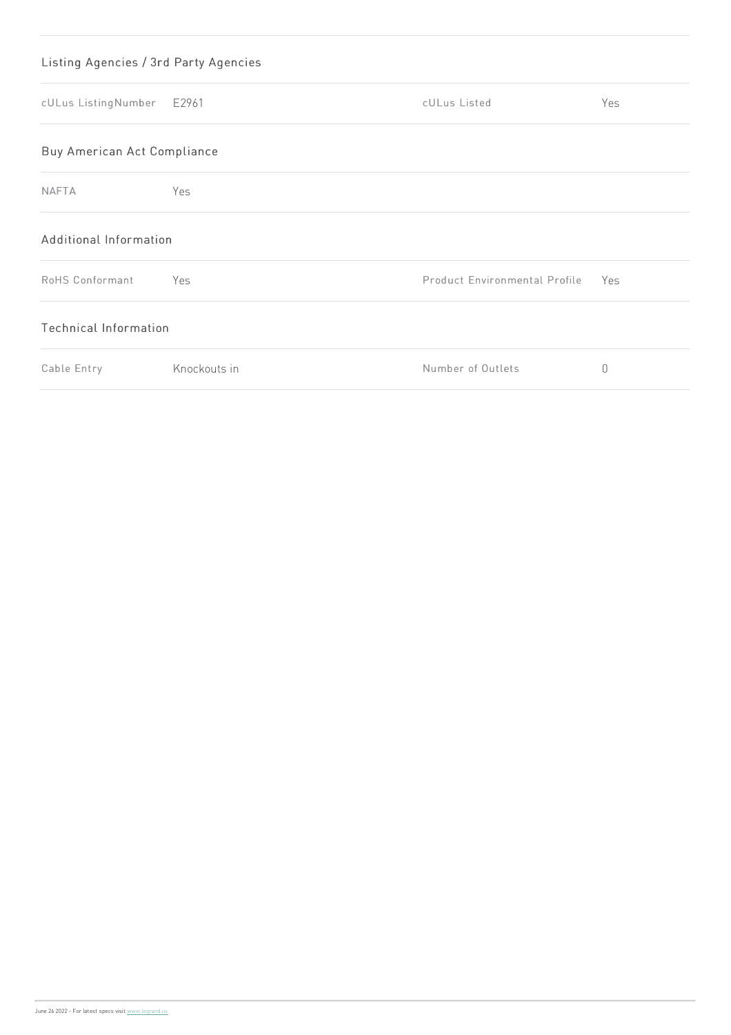## Listing Agencies / 3rd Party Agencies

| | | | |
|---|---|---|---|
| cULus ListingNumber | E2961 | cULus Listed | Yes |

## Buy American Act Compliance

| | |
|---|---|
| NAFTA | Yes |

## Additional Information

| | | | |
|---|---|---|---|
| RoHS Conformant | Yes | Product Environmental Profile | Yes |

## Technical Information

| | | | |
|---|---|---|---|
| Cable Entry | Knockouts in | Number of Outlets | 0 |